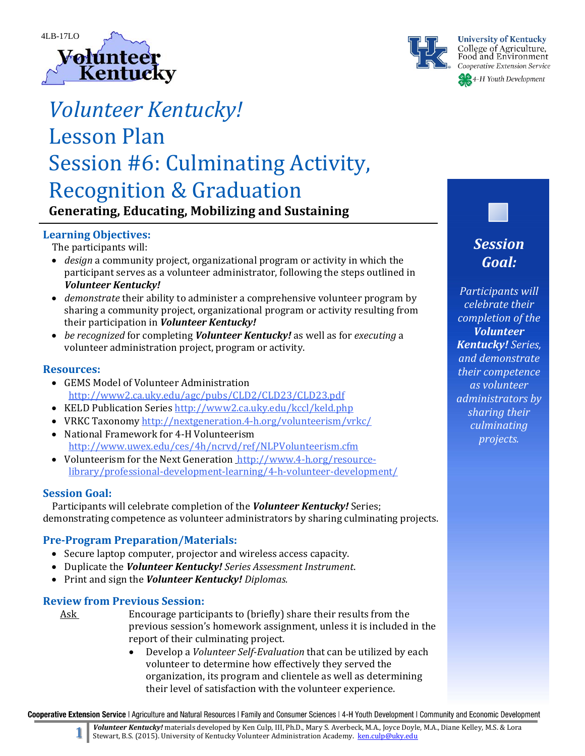4LB-17LO

# *Volunteer Kentucky!* Lesson Plan Session #6: Culminating Activity, Recognition & Graduation

**Generating, Educating, Mobilizing and Sustaining**

### Learning Objectives:

The participants will:

- *design* a community project, organizational program or activity in which the participant serves as a volunteer administrator, following the steps outlined in ***Volunteer Kentucky!***
- *demonstrate* their ability to administer a comprehensive volunteer program by sharing a community project, organizational program or activity resulting from their participation in ***Volunteer Kentucky!***
- *be recognized* for completing ***Volunteer Kentucky!*** as well as for *executing* a volunteer administration project, program or activity.

### Resources:

- GEMS Model of Volunteer Administration http://www2.ca.uky.edu/agc/pubs/CLD2/CLD23/CLD23.pdf
- KELD Publication Series http://www2.ca.uky.edu/kccl/keld.php
- VRKC Taxonomy http://nextgeneration.4-h.org/volunteerism/vrkc/
- National Framework for 4-H Volunteerism http://www.uwex.edu/ces/4h/ncrvd/ref/NLPVolunteerism.cfm
- Volunteerism for the Next Generation http://www.4-h.org/resource-library/professional-development-learning/4-h-volunteer-development/

### Session Goal:

Participants will celebrate completion of the ***Volunteer Kentucky!*** Series; demonstrating competence as volunteer administrators by sharing culminating projects.

### Pre-Program Preparation/Materials:

- Secure laptop computer, projector and wireless access capacity.
- Duplicate the ***Volunteer Kentucky!*** *Series Assessment Instrument*.
- Print and sign the ***Volunteer Kentucky!*** *Diplomas.*

### Review from Previous Session:

Ask — Encourage participants to (briefly) share their results from the previous session's homework assignment, unless it is included in the report of their culminating project.

- Develop a *Volunteer Self-Evaluation* that can be utilized by each volunteer to determine how effectively they served the organization, its program and clientele as well as determining their level of satisfaction with the volunteer experience.

***Session Goal:***

*Participants will celebrate their completion of the* ***Volunteer Kentucky!*** *Series, and demonstrate their competence as volunteer administrators by sharing their culminating projects.*

***Volunteer Kentucky!*** materials developed by Ken Culp, III, Ph.D., Mary S. Averbeck, M.A., Joyce Doyle, M.A., Diane Kelley, M.S. & Lora Stewart, B.S. (2015). University of Kentucky Volunteer Administration Academy. ken.culp@uky.edu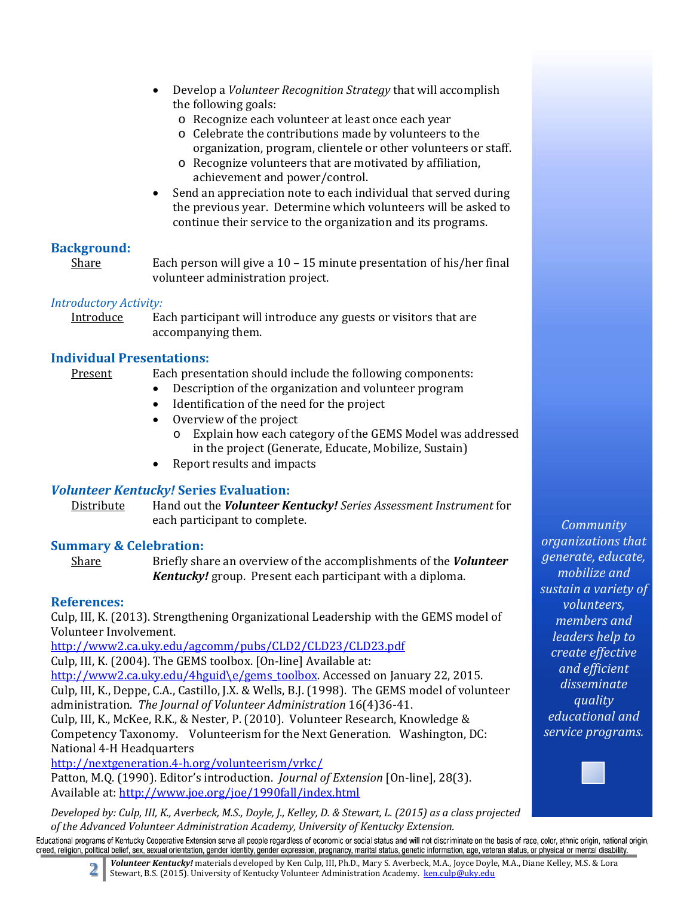- Develop a *Volunteer Recognition Strategy* that will accomplish the following goals:
  - Recognize each volunteer at least once each year
  - Celebrate the contributions made by volunteers to the organization, program, clientele or other volunteers or staff.
  - Recognize volunteers that are motivated by affiliation, achievement and power/control.
- Send an appreciation note to each individual that served during the previous year. Determine which volunteers will be asked to continue their service to the organization and its programs.

## Background:

Share — Each person will give a 10 – 15 minute presentation of his/her final volunteer administration project.

*Introductory Activity:*

Introduce — Each participant will introduce any guests or visitors that are accompanying them.

## Individual Presentations:

Present — Each presentation should include the following components:

- Description of the organization and volunteer program
- Identification of the need for the project
- Overview of the project
  - Explain how each category of the GEMS Model was addressed in the project (Generate, Educate, Mobilize, Sustain)
- Report results and impacts

## *Volunteer Kentucky!* Series Evaluation:

Distribute — Hand out the ***Volunteer Kentucky!*** *Series Assessment Instrument* for each participant to complete.

## Summary & Celebration:

Share — Briefly share an overview of the accomplishments of the ***Volunteer Kentucky!*** group. Present each participant with a diploma.

## References:

Culp, III, K. (2013). Strengthening Organizational Leadership with the GEMS model of Volunteer Involvement.
http://www2.ca.uky.edu/agcomm/pubs/CLD2/CLD23/CLD23.pdf

Culp, III, K. (2004). The GEMS toolbox. [On-line] Available at: http://www2.ca.uky.edu/4hguid\e/gems_toolbox. Accessed on January 22, 2015.

Culp, III, K., Deppe, C.A., Castillo, J.X. & Wells, B.J. (1998). The GEMS model of volunteer administration. *The Journal of Volunteer Administration* 16(4)36-41.

Culp, III, K., McKee, R.K., & Nester, P. (2010). Volunteer Research, Knowledge & Competency Taxonomy. Volunteerism for the Next Generation. Washington, DC: National 4-H Headquarters
http://nextgeneration.4-h.org/volunteerism/vrkc/

Patton, M.Q. (1990). Editor's introduction. *Journal of Extension* [On-line], 28(3). Available at: http://www.joe.org/joe/1990fall/index.html

*Developed by: Culp, III, K., Averbeck, M.S., Doyle, J., Kelley, D. & Stewart, L. (2015) as a class projected of the Advanced Volunteer Administration Academy, University of Kentucky Extension.*

*Community organizations that generate, educate, mobilize and sustain a variety of volunteers, members and leaders help to create effective and efficient disseminate quality educational and service programs.*

Educational programs of Kentucky Cooperative Extension serve all people regardless of economic or social status and will not discriminate on the basis of race, color, ethnic origin, national origin, creed, religion, political belief, sex, sexual orientation, gender identity, gender expression, pregnancy, marital status, genetic information, age, veteran status, or physical or mental disability.

***Volunteer Kentucky!*** materials developed by Ken Culp, III, Ph.D., Mary S. Averbeck, M.A., Joyce Doyle, M.A., Diane Kelley, M.S. & Lora Stewart, B.S. (2015). University of Kentucky Volunteer Administration Academy. ken.culp@uky.edu